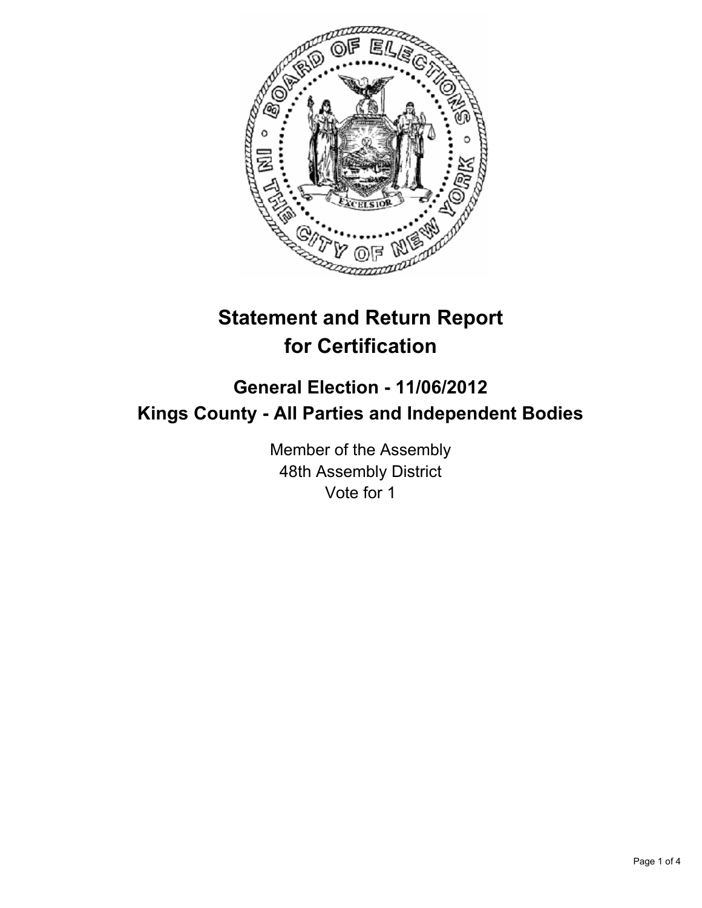# Statement and Return Report for Certification

## General Election - 11/06/2012
## Kings County - All Parties and Independent Bodies

Member of the Assembly
48th Assembly District
Vote for 1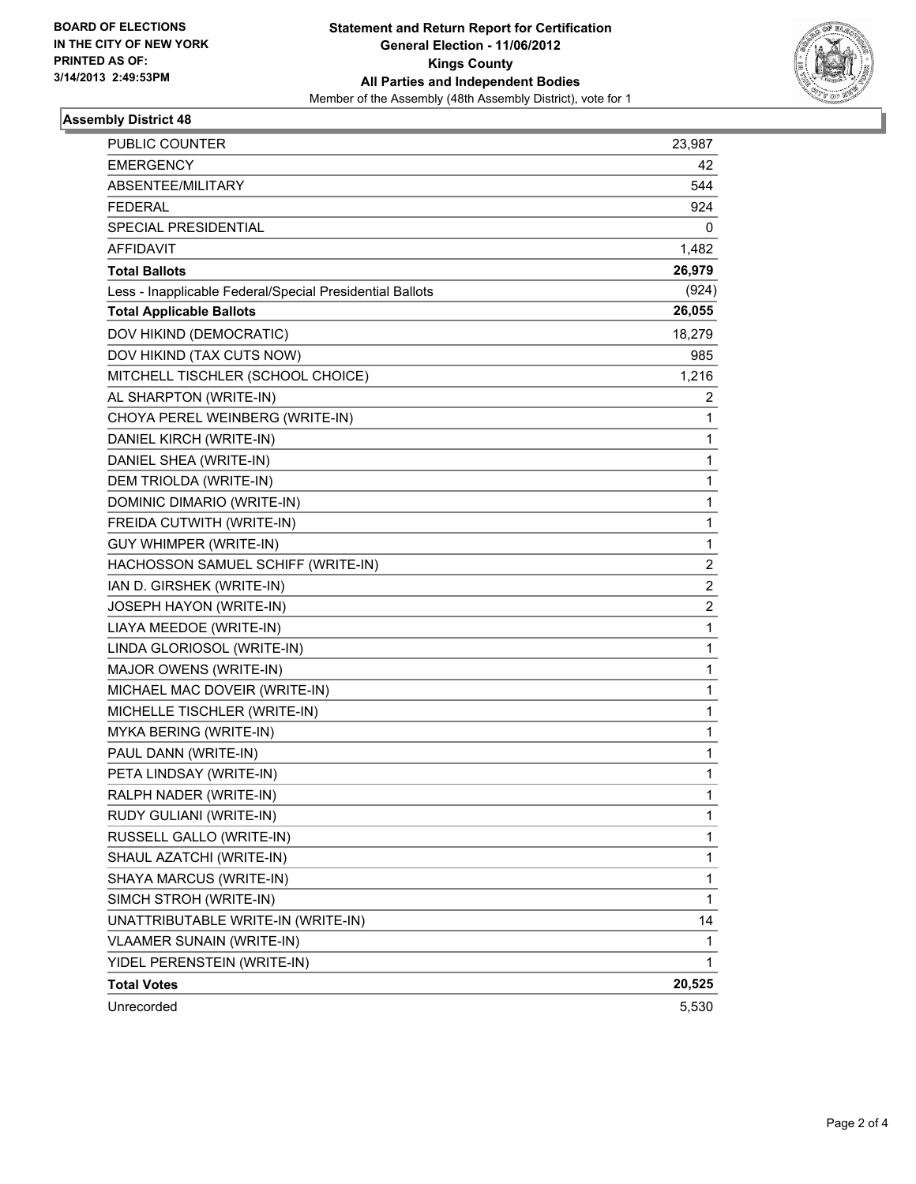BOARD OF ELECTIONS
IN THE CITY OF NEW YORK
PRINTED AS OF:
3/14/2013 2:49:53PM

**Statement and Return Report for Certification**
**General Election - 11/06/2012**
**Kings County**
**All Parties and Independent Bodies**
Member of the Assembly (48th Assembly District), vote for 1

### Assembly District 48

| | |
|---|---|
| PUBLIC COUNTER | 23,987 |
| EMERGENCY | 42 |
| ABSENTEE/MILITARY | 544 |
| FEDERAL | 924 |
| SPECIAL PRESIDENTIAL | 0 |
| AFFIDAVIT | 1,482 |
| **Total Ballots** | **26,979** |
| Less - Inapplicable Federal/Special Presidential Ballots | (924) |
| **Total Applicable Ballots** | **26,055** |
| DOV HIKIND (DEMOCRATIC) | 18,279 |
| DOV HIKIND (TAX CUTS NOW) | 985 |
| MITCHELL TISCHLER (SCHOOL CHOICE) | 1,216 |
| AL SHARPTON (WRITE-IN) | 2 |
| CHOYA PEREL WEINBERG (WRITE-IN) | 1 |
| DANIEL KIRCH (WRITE-IN) | 1 |
| DANIEL SHEA (WRITE-IN) | 1 |
| DEM TRIOLDA (WRITE-IN) | 1 |
| DOMINIC DIMARIO (WRITE-IN) | 1 |
| FREIDA CUTWITH (WRITE-IN) | 1 |
| GUY WHIMPER (WRITE-IN) | 1 |
| HACHOSSON SAMUEL SCHIFF (WRITE-IN) | 2 |
| IAN D. GIRSHEK (WRITE-IN) | 2 |
| JOSEPH HAYON (WRITE-IN) | 2 |
| LIAYA MEEDOE (WRITE-IN) | 1 |
| LINDA GLORIOSOL (WRITE-IN) | 1 |
| MAJOR OWENS (WRITE-IN) | 1 |
| MICHAEL MAC DOVEIR (WRITE-IN) | 1 |
| MICHELLE TISCHLER (WRITE-IN) | 1 |
| MYKA BERING (WRITE-IN) | 1 |
| PAUL DANN (WRITE-IN) | 1 |
| PETA LINDSAY (WRITE-IN) | 1 |
| RALPH NADER (WRITE-IN) | 1 |
| RUDY GULIANI (WRITE-IN) | 1 |
| RUSSELL GALLO (WRITE-IN) | 1 |
| SHAUL AZATCHI (WRITE-IN) | 1 |
| SHAYA MARCUS (WRITE-IN) | 1 |
| SIMCH STROH (WRITE-IN) | 1 |
| UNATTRIBUTABLE WRITE-IN (WRITE-IN) | 14 |
| VLAAMER SUNAIN (WRITE-IN) | 1 |
| YIDEL PERENSTEIN (WRITE-IN) | 1 |
| **Total Votes** | **20,525** |
| Unrecorded | 5,530 |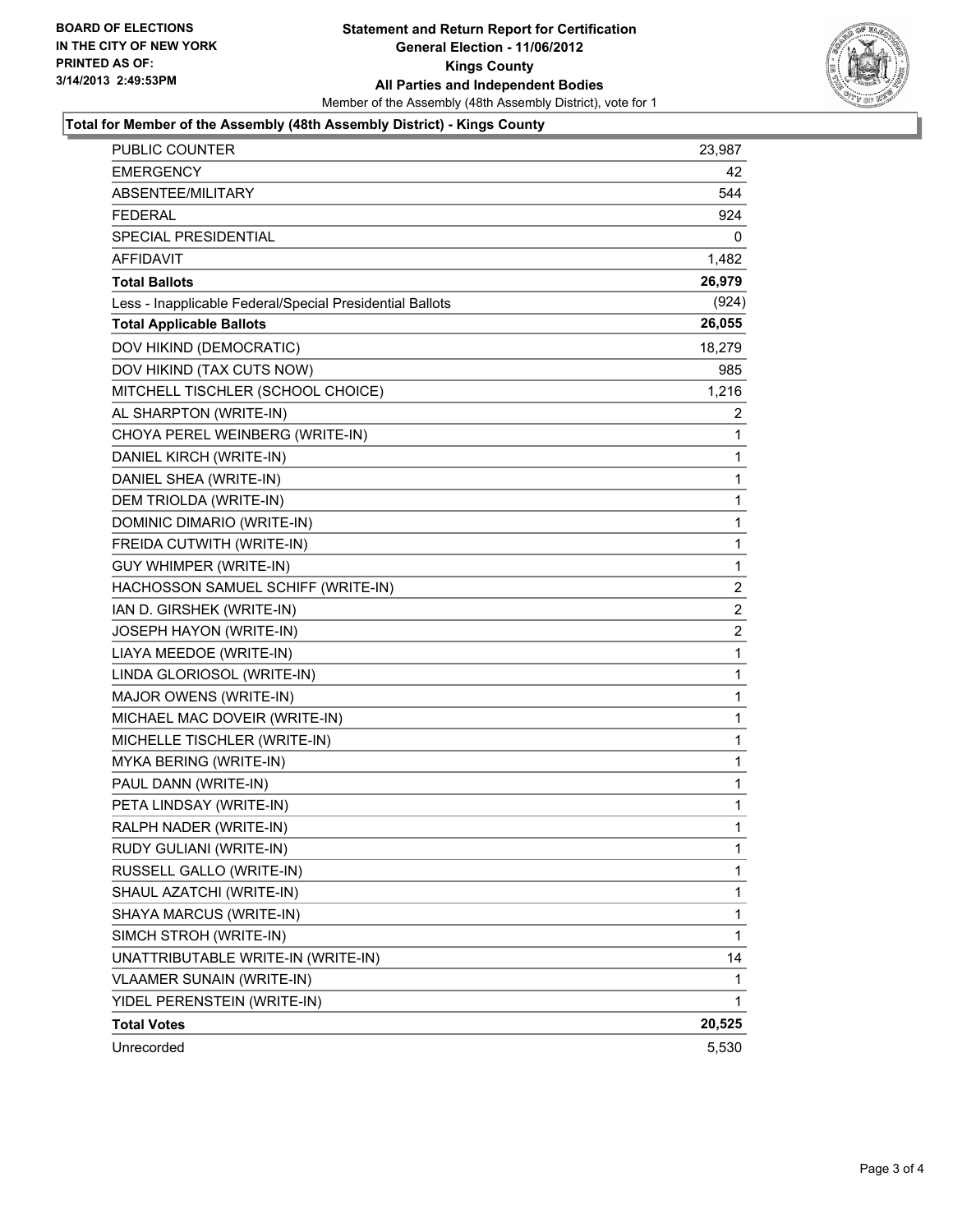BOARD OF ELECTIONS
IN THE CITY OF NEW YORK
PRINTED AS OF:
3/14/2013 2:49:53PM

**Statement and Return Report for Certification**
**General Election - 11/06/2012**
**Kings County**
**All Parties and Independent Bodies**
Member of the Assembly (48th Assembly District), vote for 1

### Total for Member of the Assembly (48th Assembly District) - Kings County

| | |
|---|---|
| PUBLIC COUNTER | 23,987 |
| EMERGENCY | 42 |
| ABSENTEE/MILITARY | 544 |
| FEDERAL | 924 |
| SPECIAL PRESIDENTIAL | 0 |
| AFFIDAVIT | 1,482 |
| **Total Ballots** | **26,979** |
| Less - Inapplicable Federal/Special Presidential Ballots | (924) |
| **Total Applicable Ballots** | **26,055** |
| DOV HIKIND (DEMOCRATIC) | 18,279 |
| DOV HIKIND (TAX CUTS NOW) | 985 |
| MITCHELL TISCHLER (SCHOOL CHOICE) | 1,216 |
| AL SHARPTON (WRITE-IN) | 2 |
| CHOYA PEREL WEINBERG (WRITE-IN) | 1 |
| DANIEL KIRCH (WRITE-IN) | 1 |
| DANIEL SHEA (WRITE-IN) | 1 |
| DEM TRIOLDA (WRITE-IN) | 1 |
| DOMINIC DIMARIO (WRITE-IN) | 1 |
| FREIDA CUTWITH (WRITE-IN) | 1 |
| GUY WHIMPER (WRITE-IN) | 1 |
| HACHOSSON SAMUEL SCHIFF (WRITE-IN) | 2 |
| IAN D. GIRSHEK (WRITE-IN) | 2 |
| JOSEPH HAYON (WRITE-IN) | 2 |
| LIAYA MEEDOE (WRITE-IN) | 1 |
| LINDA GLORIOSOL (WRITE-IN) | 1 |
| MAJOR OWENS (WRITE-IN) | 1 |
| MICHAEL MAC DOVEIR (WRITE-IN) | 1 |
| MICHELLE TISCHLER (WRITE-IN) | 1 |
| MYKA BERING (WRITE-IN) | 1 |
| PAUL DANN (WRITE-IN) | 1 |
| PETA LINDSAY (WRITE-IN) | 1 |
| RALPH NADER (WRITE-IN) | 1 |
| RUDY GULIANI (WRITE-IN) | 1 |
| RUSSELL GALLO (WRITE-IN) | 1 |
| SHAUL AZATCHI (WRITE-IN) | 1 |
| SHAYA MARCUS (WRITE-IN) | 1 |
| SIMCH STROH (WRITE-IN) | 1 |
| UNATTRIBUTABLE WRITE-IN (WRITE-IN) | 14 |
| VLAAMER SUNAIN (WRITE-IN) | 1 |
| YIDEL PERENSTEIN (WRITE-IN) | 1 |
| **Total Votes** | **20,525** |
| Unrecorded | 5,530 |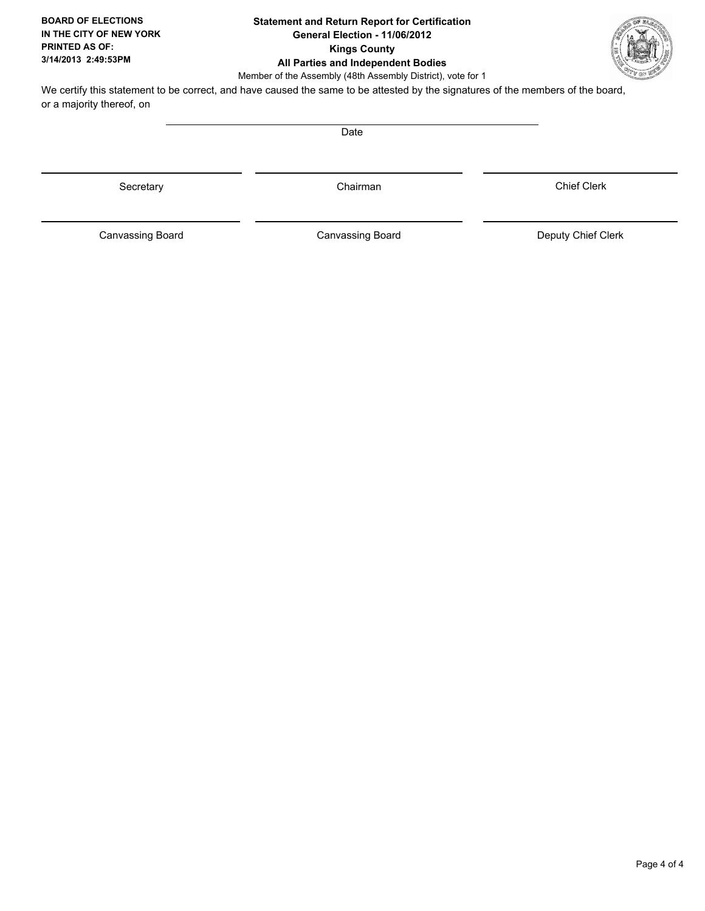**BOARD OF ELECTIONS**
**IN THE CITY OF NEW YORK**
**PRINTED AS OF:**
**3/14/2013 2:49:53PM**

**Statement and Return Report for Certification**
**General Election - 11/06/2012**
**Kings County**
**All Parties and Independent Bodies**

Member of the Assembly (48th Assembly District), vote for 1

We certify this statement to be correct, and have caused the same to be attested by the signatures of the members of the board, or a majority thereof, on

Date

| | | |
|---|---|---|
| Secretary | Chairman | Chief Clerk |
| Canvassing Board | Canvassing Board | Deputy Chief Clerk |